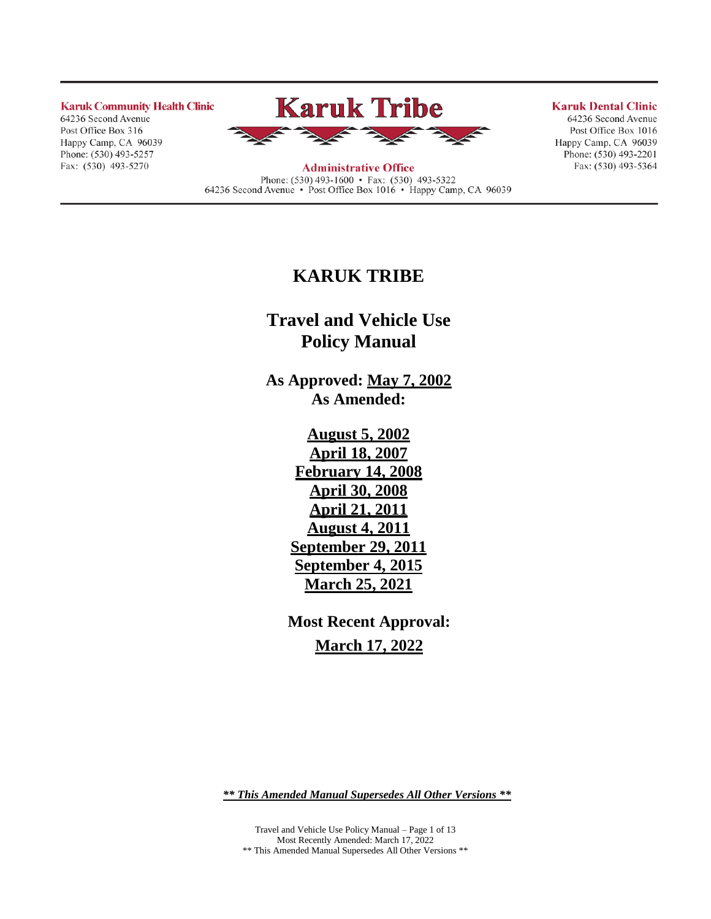**Karuk Community Health Clinic**
64236 Second Avenue
Post Office Box 316
Happy Camp, CA 96039
Phone: (530) 493-5257
Fax: (530) 493-5270

**Karuk Tribe**

**Administrative Office**
Phone: (530) 493-1600 • Fax: (530) 493-5322
64236 Second Avenue • Post Office Box 1016 • Happy Camp, CA 96039

**Karuk Dental Clinic**
64236 Second Avenue
Post Office Box 1016
Happy Camp, CA 96039
Phone: (530) 493-2201
Fax: (530) 493-5364

# KARUK TRIBE

# Travel and Vehicle Use Policy Manual

**As Approved: May 7, 2002**
**As Amended:**

**August 5, 2002**
**April 18, 2007**
**February 14, 2008**
**April 30, 2008**
**April 21, 2011**
**August 4, 2011**
**September 29, 2011**
**September 4, 2015**
**March 25, 2021**

**Most Recent Approval:**
**March 17, 2022**

***\*\* This Amended Manual Supersedes All Other Versions \*\****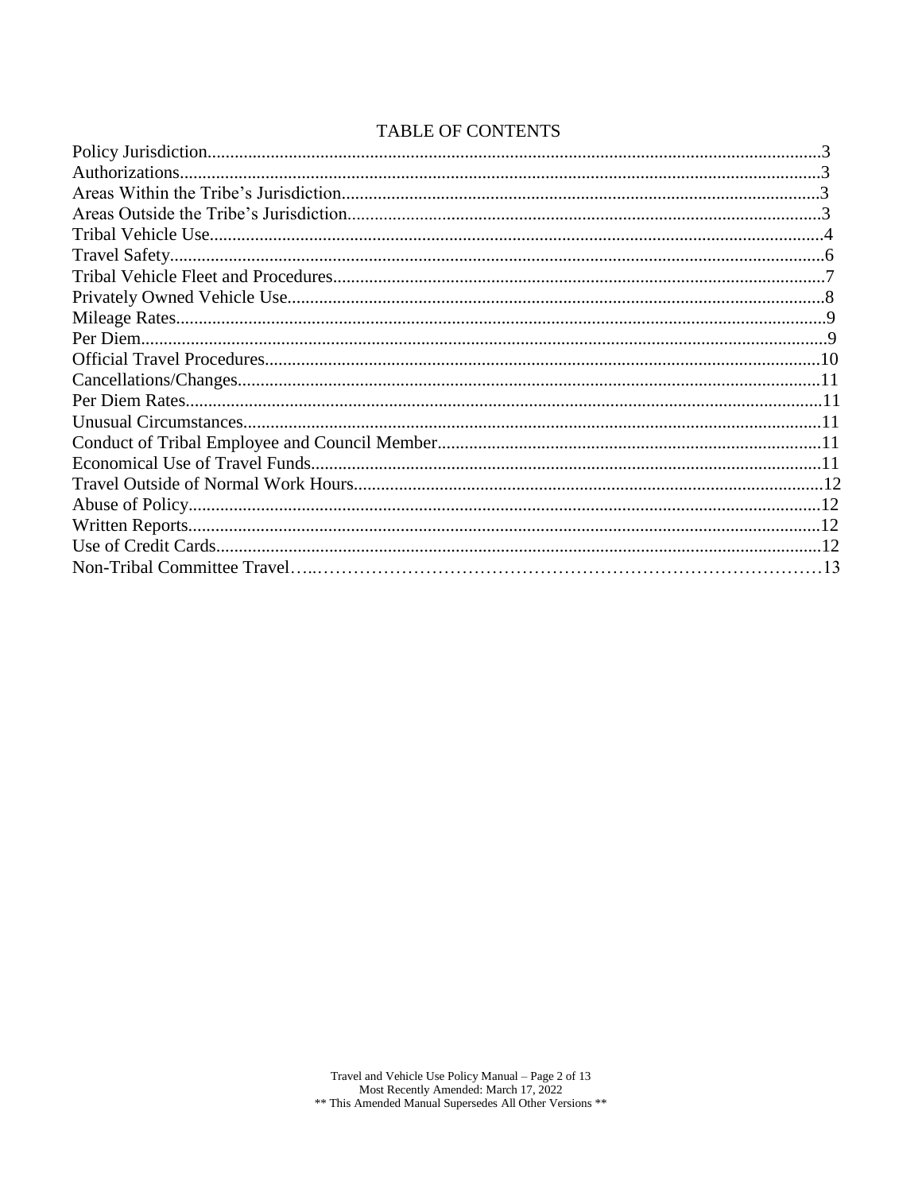# TABLE OF CONTENTS

Policy Jurisdiction........................................................................................................................................3
Authorizations..............................................................................................................................................3
Areas Within the Tribe's Jurisdiction..........................................................................................................3
Areas Outside the Tribe's Jurisdiction........................................................................................................3
Tribal Vehicle Use.......................................................................................................................................4
Travel Safety................................................................................................................................................6
Tribal Vehicle Fleet and Procedures............................................................................................................7
Privately Owned Vehicle Use......................................................................................................................8
Mileage Rates...............................................................................................................................................9
Per Diem.......................................................................................................................................................9
Official Travel Procedures..........................................................................................................................10
Cancellations/Changes................................................................................................................................11
Per Diem Rates...........................................................................................................................................11
Unusual Circumstances..............................................................................................................................11
Conduct of Tribal Employee and Council Member....................................................................................11
Economical Use of Travel Funds................................................................................................................11
Travel Outside of Normal Work Hours.......................................................................................................12
Abuse of Policy...........................................................................................................................................12
Written Reports...........................................................................................................................................12
Use of Credit Cards.....................................................................................................................................12
Non-Tribal Committee Travel…..……………………………………………………………………………13

** This Amended Manual Supersedes All Other Versions **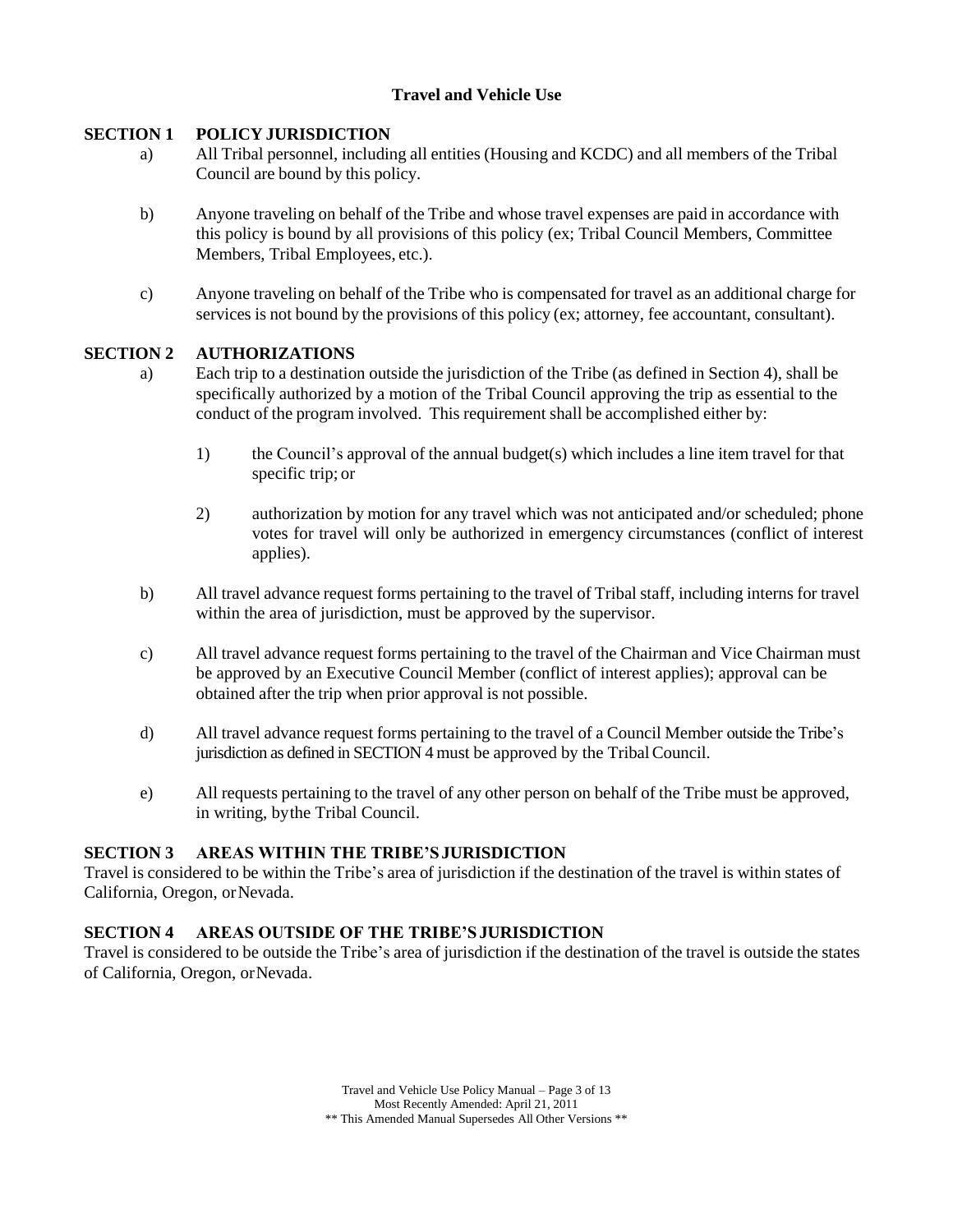# Travel and Vehicle Use

## SECTION 1 POLICY JURISDICTION

a) All Tribal personnel, including all entities (Housing and KCDC) and all members of the Tribal Council are bound by this policy.

b) Anyone traveling on behalf of the Tribe and whose travel expenses are paid in accordance with this policy is bound by all provisions of this policy (ex; Tribal Council Members, Committee Members, Tribal Employees, etc.).

c) Anyone traveling on behalf of the Tribe who is compensated for travel as an additional charge for services is not bound by the provisions of this policy (ex; attorney, fee accountant, consultant).

## SECTION 2 AUTHORIZATIONS

a) Each trip to a destination outside the jurisdiction of the Tribe (as defined in Section 4), shall be specifically authorized by a motion of the Tribal Council approving the trip as essential to the conduct of the program involved. This requirement shall be accomplished either by:

1) the Council's approval of the annual budget(s) which includes a line item travel for that specific trip; or

2) authorization by motion for any travel which was not anticipated and/or scheduled; phone votes for travel will only be authorized in emergency circumstances (conflict of interest applies).

b) All travel advance request forms pertaining to the travel of Tribal staff, including interns for travel within the area of jurisdiction, must be approved by the supervisor.

c) All travel advance request forms pertaining to the travel of the Chairman and Vice Chairman must be approved by an Executive Council Member (conflict of interest applies); approval can be obtained after the trip when prior approval is not possible.

d) All travel advance request forms pertaining to the travel of a Council Member outside the Tribe's jurisdiction as defined in SECTION 4 must be approved by the Tribal Council.

e) All requests pertaining to the travel of any other person on behalf of the Tribe must be approved, in writing, by the Tribal Council.

## SECTION 3 AREAS WITHIN THE TRIBE'S JURISDICTION

Travel is considered to be within the Tribe's area of jurisdiction if the destination of the travel is within states of California, Oregon, or Nevada.

## SECTION 4 AREAS OUTSIDE OF THE TRIBE'S JURISDICTION

Travel is considered to be outside the Tribe's area of jurisdiction if the destination of the travel is outside the states of California, Oregon, or Nevada.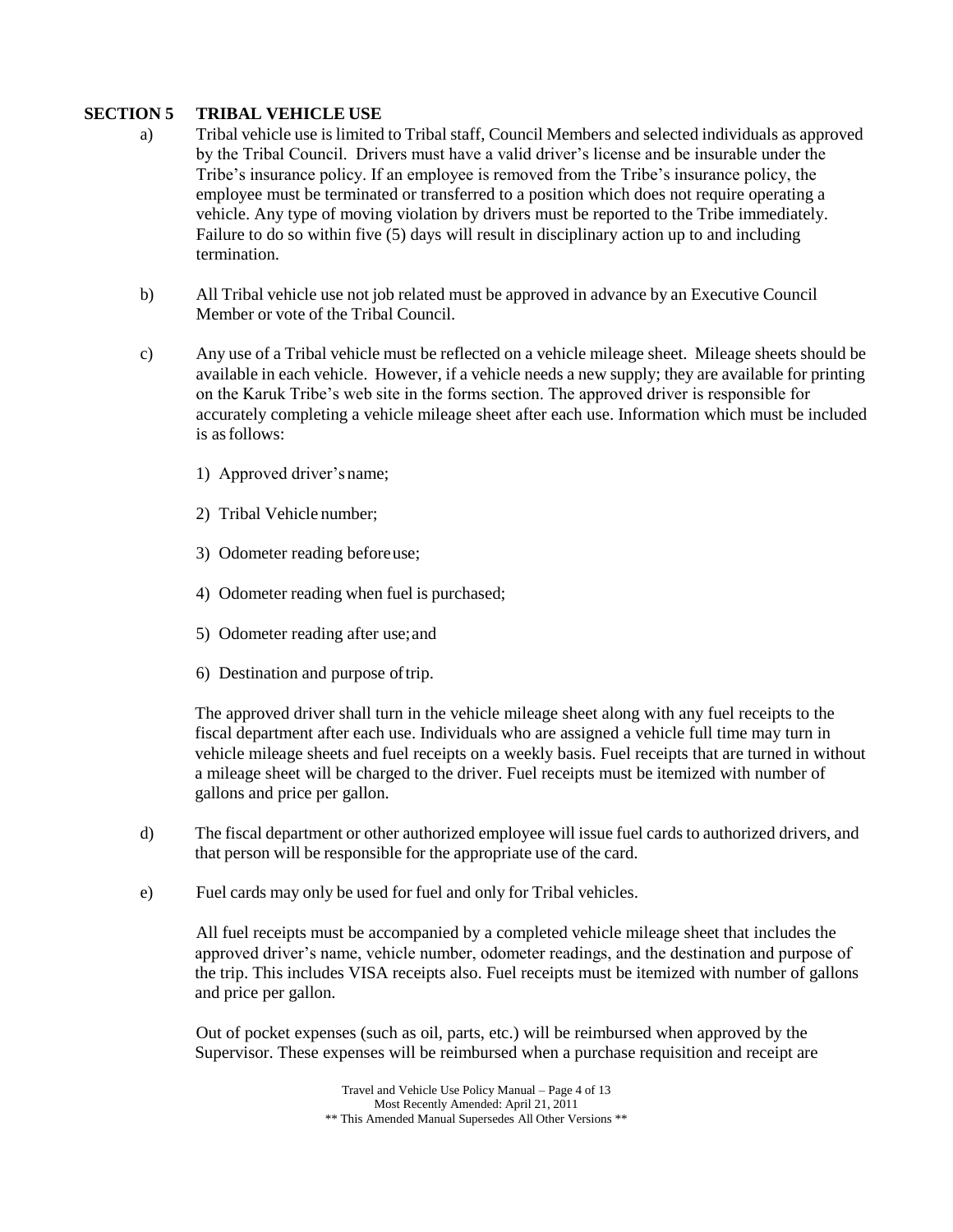## SECTION 5 TRIBAL VEHICLE USE

a) Tribal vehicle use is limited to Tribal staff, Council Members and selected individuals as approved by the Tribal Council. Drivers must have a valid driver's license and be insurable under the Tribe's insurance policy. If an employee is removed from the Tribe's insurance policy, the employee must be terminated or transferred to a position which does not require operating a vehicle. Any type of moving violation by drivers must be reported to the Tribe immediately. Failure to do so within five (5) days will result in disciplinary action up to and including termination.

b) All Tribal vehicle use not job related must be approved in advance by an Executive Council Member or vote of the Tribal Council.

c) Any use of a Tribal vehicle must be reflected on a vehicle mileage sheet. Mileage sheets should be available in each vehicle. However, if a vehicle needs a new supply; they are available for printing on the Karuk Tribe's web site in the forms section. The approved driver is responsible for accurately completing a vehicle mileage sheet after each use. Information which must be included is as follows:

1) Approved driver's name;

2) Tribal Vehicle number;

3) Odometer reading before use;

4) Odometer reading when fuel is purchased;

5) Odometer reading after use; and

6) Destination and purpose of trip.

The approved driver shall turn in the vehicle mileage sheet along with any fuel receipts to the fiscal department after each use. Individuals who are assigned a vehicle full time may turn in vehicle mileage sheets and fuel receipts on a weekly basis. Fuel receipts that are turned in without a mileage sheet will be charged to the driver. Fuel receipts must be itemized with number of gallons and price per gallon.

d) The fiscal department or other authorized employee will issue fuel cards to authorized drivers, and that person will be responsible for the appropriate use of the card.

e) Fuel cards may only be used for fuel and only for Tribal vehicles.

All fuel receipts must be accompanied by a completed vehicle mileage sheet that includes the approved driver's name, vehicle number, odometer readings, and the destination and purpose of the trip. This includes VISA receipts also. Fuel receipts must be itemized with number of gallons and price per gallon.

Out of pocket expenses (such as oil, parts, etc.) will be reimbursed when approved by the Supervisor. These expenses will be reimbursed when a purchase requisition and receipt are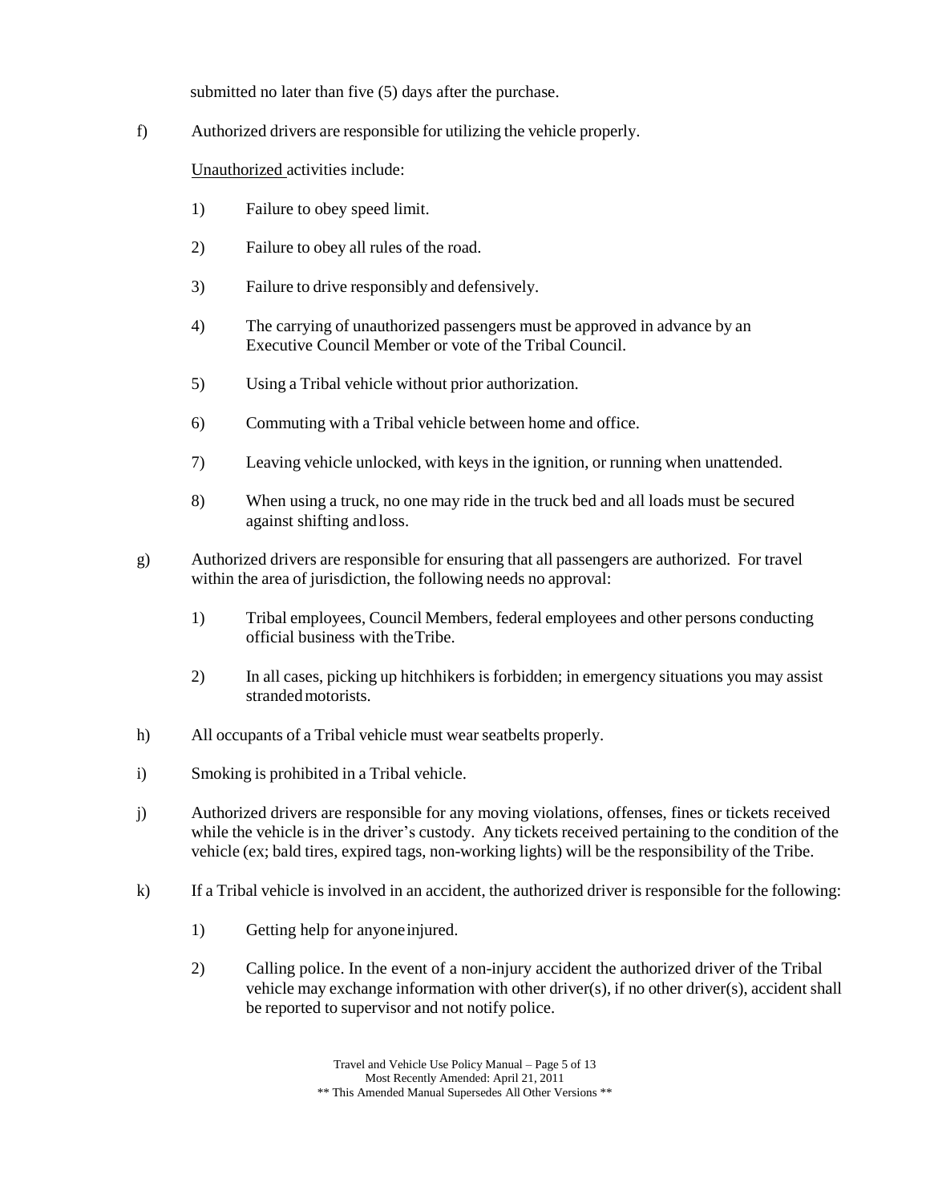submitted no later than five (5) days after the purchase.

f) Authorized drivers are responsible for utilizing the vehicle properly.

<u>Unauthorized</u> activities include:

1) Failure to obey speed limit.

2) Failure to obey all rules of the road.

3) Failure to drive responsibly and defensively.

4) The carrying of unauthorized passengers must be approved in advance by an Executive Council Member or vote of the Tribal Council.

5) Using a Tribal vehicle without prior authorization.

6) Commuting with a Tribal vehicle between home and office.

7) Leaving vehicle unlocked, with keys in the ignition, or running when unattended.

8) When using a truck, no one may ride in the truck bed and all loads must be secured against shifting and loss.

g) Authorized drivers are responsible for ensuring that all passengers are authorized. For travel within the area of jurisdiction, the following needs no approval:

1) Tribal employees, Council Members, federal employees and other persons conducting official business with the Tribe.

2) In all cases, picking up hitchhikers is forbidden; in emergency situations you may assist stranded motorists.

h) All occupants of a Tribal vehicle must wear seatbelts properly.

i) Smoking is prohibited in a Tribal vehicle.

j) Authorized drivers are responsible for any moving violations, offenses, fines or tickets received while the vehicle is in the driver's custody. Any tickets received pertaining to the condition of the vehicle (ex; bald tires, expired tags, non-working lights) will be the responsibility of the Tribe.

k) If a Tribal vehicle is involved in an accident, the authorized driver is responsible for the following:

1) Getting help for anyone injured.

2) Calling police. In the event of a non-injury accident the authorized driver of the Tribal vehicle may exchange information with other driver(s), if no other driver(s), accident shall be reported to supervisor and not notify police.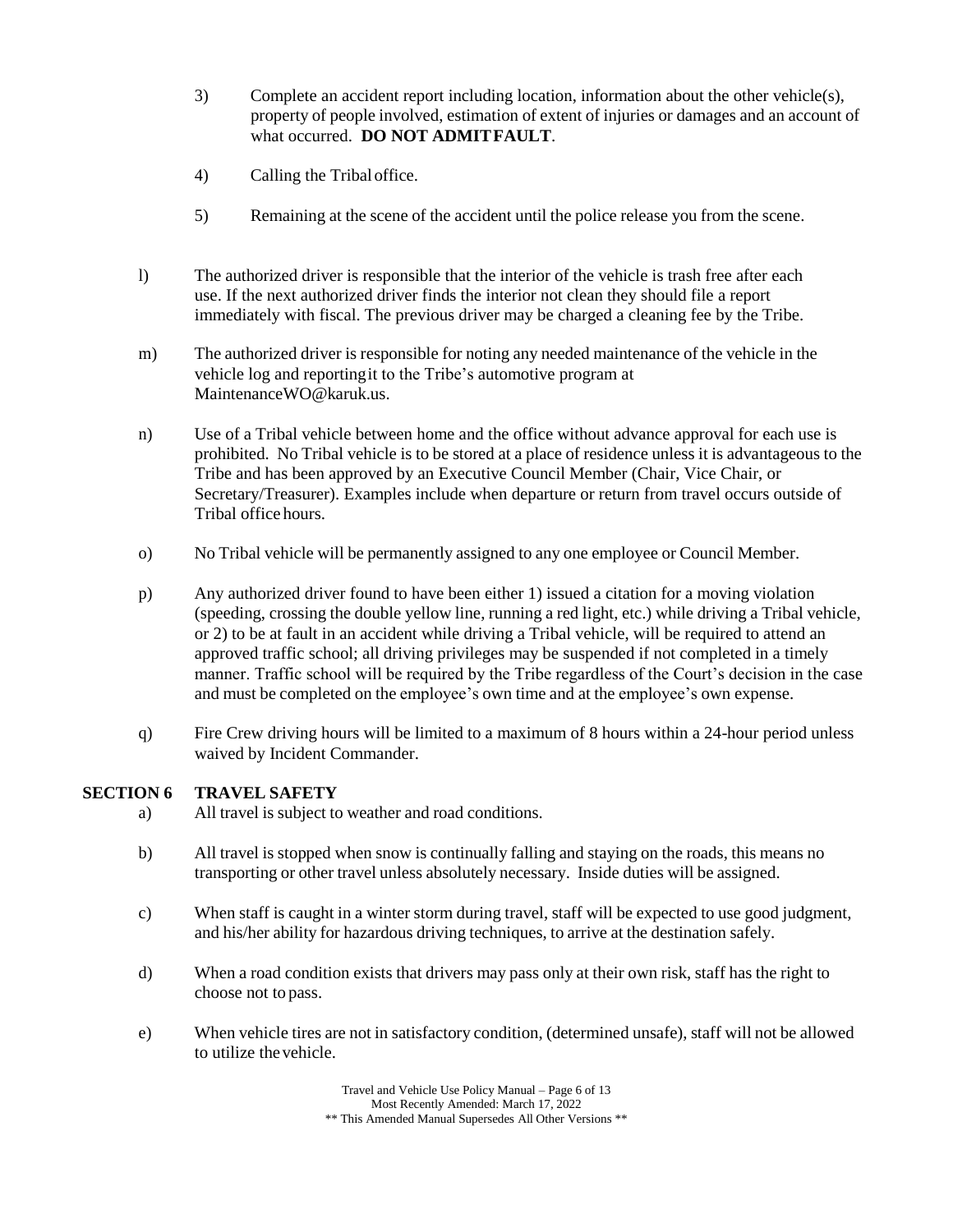3) Complete an accident report including location, information about the other vehicle(s), property of people involved, estimation of extent of injuries or damages and an account of what occurred. **DO NOT ADMIT FAULT**.

4) Calling the Tribal office.

5) Remaining at the scene of the accident until the police release you from the scene.

l) The authorized driver is responsible that the interior of the vehicle is trash free after each use. If the next authorized driver finds the interior not clean they should file a report immediately with fiscal. The previous driver may be charged a cleaning fee by the Tribe.

m) The authorized driver is responsible for noting any needed maintenance of the vehicle in the vehicle log and reporting it to the Tribe's automotive program at MaintenanceWO@karuk.us.

n) Use of a Tribal vehicle between home and the office without advance approval for each use is prohibited. No Tribal vehicle is to be stored at a place of residence unless it is advantageous to the Tribe and has been approved by an Executive Council Member (Chair, Vice Chair, or Secretary/Treasurer). Examples include when departure or return from travel occurs outside of Tribal office hours.

o) No Tribal vehicle will be permanently assigned to any one employee or Council Member.

p) Any authorized driver found to have been either 1) issued a citation for a moving violation (speeding, crossing the double yellow line, running a red light, etc.) while driving a Tribal vehicle, or 2) to be at fault in an accident while driving a Tribal vehicle, will be required to attend an approved traffic school; all driving privileges may be suspended if not completed in a timely manner. Traffic school will be required by the Tribe regardless of the Court's decision in the case and must be completed on the employee's own time and at the employee's own expense.

q) Fire Crew driving hours will be limited to a maximum of 8 hours within a 24-hour period unless waived by Incident Commander.

## SECTION 6 TRAVEL SAFETY

a) All travel is subject to weather and road conditions.

b) All travel is stopped when snow is continually falling and staying on the roads, this means no transporting or other travel unless absolutely necessary. Inside duties will be assigned.

c) When staff is caught in a winter storm during travel, staff will be expected to use good judgment, and his/her ability for hazardous driving techniques, to arrive at the destination safely.

d) When a road condition exists that drivers may pass only at their own risk, staff has the right to choose not to pass.

e) When vehicle tires are not in satisfactory condition, (determined unsafe), staff will not be allowed to utilize the vehicle.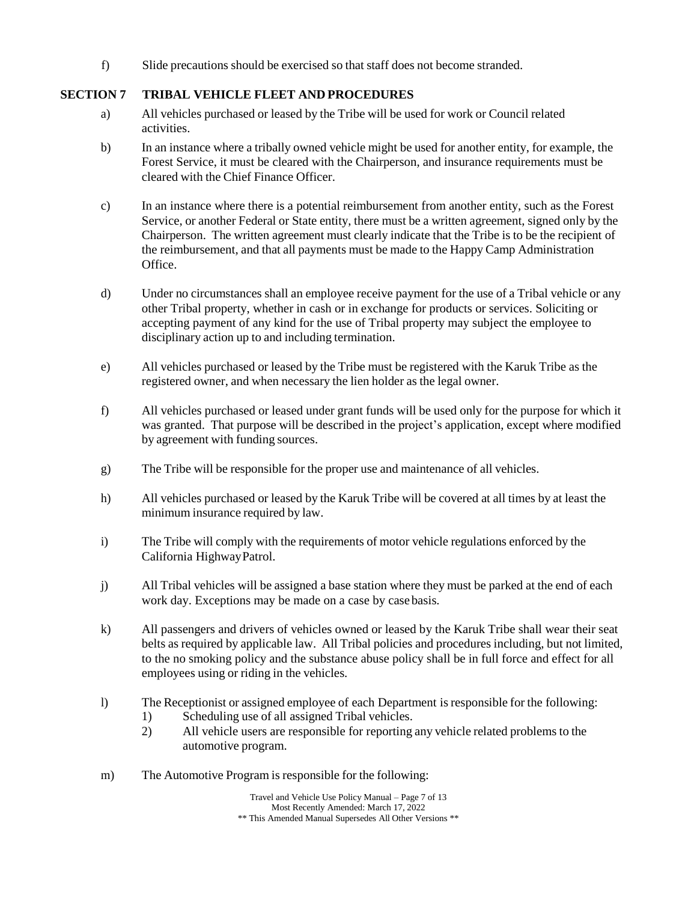f) Slide precautions should be exercised so that staff does not become stranded.

## SECTION 7 TRIBAL VEHICLE FLEET AND PROCEDURES

a) All vehicles purchased or leased by the Tribe will be used for work or Council related activities.

b) In an instance where a tribally owned vehicle might be used for another entity, for example, the Forest Service, it must be cleared with the Chairperson, and insurance requirements must be cleared with the Chief Finance Officer.

c) In an instance where there is a potential reimbursement from another entity, such as the Forest Service, or another Federal or State entity, there must be a written agreement, signed only by the Chairperson. The written agreement must clearly indicate that the Tribe is to be the recipient of the reimbursement, and that all payments must be made to the Happy Camp Administration Office.

d) Under no circumstances shall an employee receive payment for the use of a Tribal vehicle or any other Tribal property, whether in cash or in exchange for products or services. Soliciting or accepting payment of any kind for the use of Tribal property may subject the employee to disciplinary action up to and including termination.

e) All vehicles purchased or leased by the Tribe must be registered with the Karuk Tribe as the registered owner, and when necessary the lien holder as the legal owner.

f) All vehicles purchased or leased under grant funds will be used only for the purpose for which it was granted. That purpose will be described in the project's application, except where modified by agreement with funding sources.

g) The Tribe will be responsible for the proper use and maintenance of all vehicles.

h) All vehicles purchased or leased by the Karuk Tribe will be covered at all times by at least the minimum insurance required by law.

i) The Tribe will comply with the requirements of motor vehicle regulations enforced by the California Highway Patrol.

j) All Tribal vehicles will be assigned a base station where they must be parked at the end of each work day. Exceptions may be made on a case by case basis.

k) All passengers and drivers of vehicles owned or leased by the Karuk Tribe shall wear their seat belts as required by applicable law. All Tribal policies and procedures including, but not limited, to the no smoking policy and the substance abuse policy shall be in full force and effect for all employees using or riding in the vehicles.

l) The Receptionist or assigned employee of each Department is responsible for the following:
   1) Scheduling use of all assigned Tribal vehicles.
   2) All vehicle users are responsible for reporting any vehicle related problems to the automotive program.

m) The Automotive Program is responsible for the following: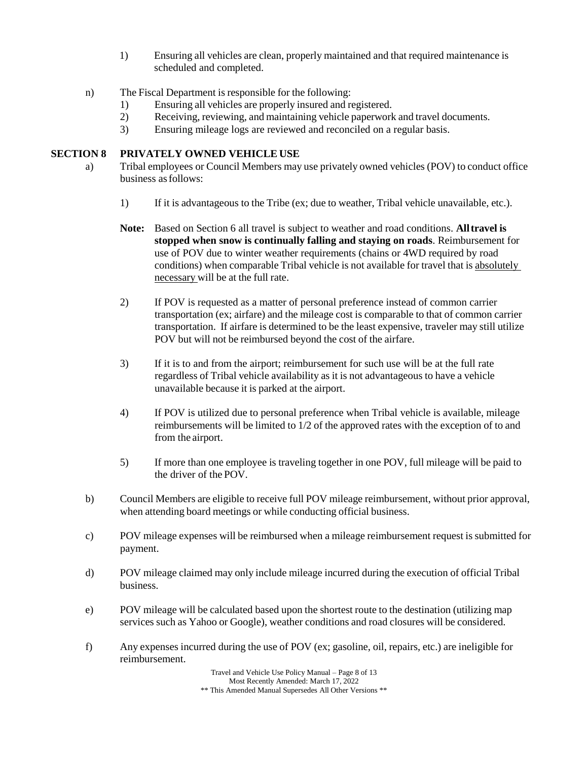1) Ensuring all vehicles are clean, properly maintained and that required maintenance is scheduled and completed.

n) The Fiscal Department is responsible for the following:
   1) Ensuring all vehicles are properly insured and registered.
   2) Receiving, reviewing, and maintaining vehicle paperwork and travel documents.
   3) Ensuring mileage logs are reviewed and reconciled on a regular basis.

## SECTION 8 PRIVATELY OWNED VEHICLE USE

a) Tribal employees or Council Members may use privately owned vehicles (POV) to conduct office business as follows:

   1) If it is advantageous to the Tribe (ex; due to weather, Tribal vehicle unavailable, etc.).

   **Note:** Based on Section 6 all travel is subject to weather and road conditions. **All travel is stopped when snow is continually falling and staying on roads**. Reimbursement for use of POV due to winter weather requirements (chains or 4WD required by road conditions) when comparable Tribal vehicle is not available for travel that is <u>absolutely necessary</u> will be at the full rate.

   2) If POV is requested as a matter of personal preference instead of common carrier transportation (ex; airfare) and the mileage cost is comparable to that of common carrier transportation. If airfare is determined to be the least expensive, traveler may still utilize POV but will not be reimbursed beyond the cost of the airfare.

   3) If it is to and from the airport; reimbursement for such use will be at the full rate regardless of Tribal vehicle availability as it is not advantageous to have a vehicle unavailable because it is parked at the airport.

   4) If POV is utilized due to personal preference when Tribal vehicle is available, mileage reimbursements will be limited to 1/2 of the approved rates with the exception of to and from the airport.

   5) If more than one employee is traveling together in one POV, full mileage will be paid to the driver of the POV.

b) Council Members are eligible to receive full POV mileage reimbursement, without prior approval, when attending board meetings or while conducting official business.

c) POV mileage expenses will be reimbursed when a mileage reimbursement request is submitted for payment.

d) POV mileage claimed may only include mileage incurred during the execution of official Tribal business.

e) POV mileage will be calculated based upon the shortest route to the destination (utilizing map services such as Yahoo or Google), weather conditions and road closures will be considered.

f) Any expenses incurred during the use of POV (ex; gasoline, oil, repairs, etc.) are ineligible for reimbursement.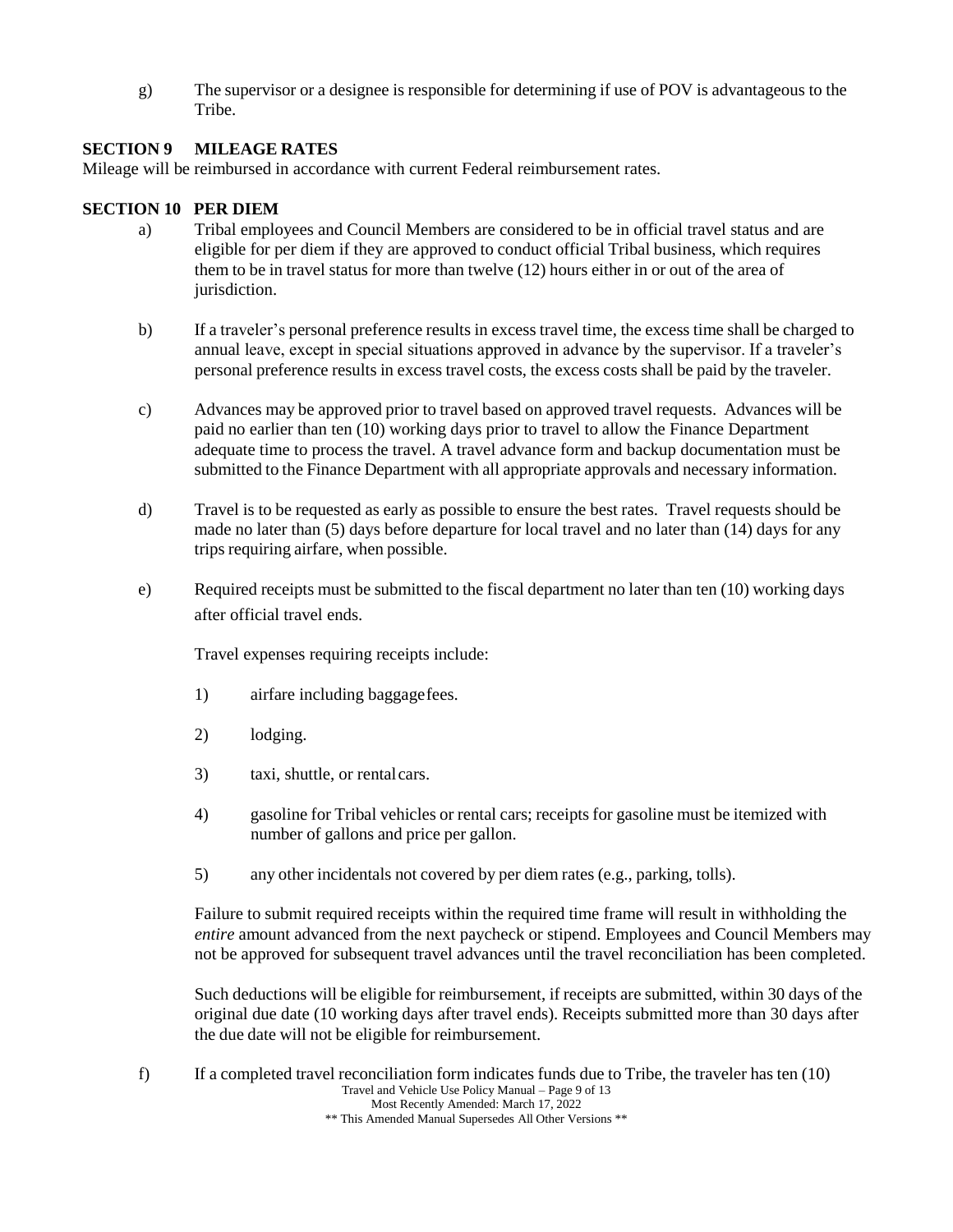g) The supervisor or a designee is responsible for determining if use of POV is advantageous to the Tribe.

**SECTION 9 MILEAGE RATES**

Mileage will be reimbursed in accordance with current Federal reimbursement rates.

**SECTION 10 PER DIEM**

a) Tribal employees and Council Members are considered to be in official travel status and are eligible for per diem if they are approved to conduct official Tribal business, which requires them to be in travel status for more than twelve (12) hours either in or out of the area of jurisdiction.

b) If a traveler's personal preference results in excess travel time, the excess time shall be charged to annual leave, except in special situations approved in advance by the supervisor. If a traveler's personal preference results in excess travel costs, the excess costs shall be paid by the traveler.

c) Advances may be approved prior to travel based on approved travel requests. Advances will be paid no earlier than ten (10) working days prior to travel to allow the Finance Department adequate time to process the travel. A travel advance form and backup documentation must be submitted to the Finance Department with all appropriate approvals and necessary information.

d) Travel is to be requested as early as possible to ensure the best rates. Travel requests should be made no later than (5) days before departure for local travel and no later than (14) days for any trips requiring airfare, when possible.

e) Required receipts must be submitted to the fiscal department no later than ten (10) working days after official travel ends.

   Travel expenses requiring receipts include:

   1) airfare including baggage fees.

   2) lodging.

   3) taxi, shuttle, or rental cars.

   4) gasoline for Tribal vehicles or rental cars; receipts for gasoline must be itemized with number of gallons and price per gallon.

   5) any other incidentals not covered by per diem rates (e.g., parking, tolls).

   Failure to submit required receipts within the required time frame will result in withholding the *entire* amount advanced from the next paycheck or stipend. Employees and Council Members may not be approved for subsequent travel advances until the travel reconciliation has been completed.

   Such deductions will be eligible for reimbursement, if receipts are submitted, within 30 days of the original due date (10 working days after travel ends). Receipts submitted more than 30 days after the due date will not be eligible for reimbursement.

f) If a completed travel reconciliation form indicates funds due to Tribe, the traveler has ten (10)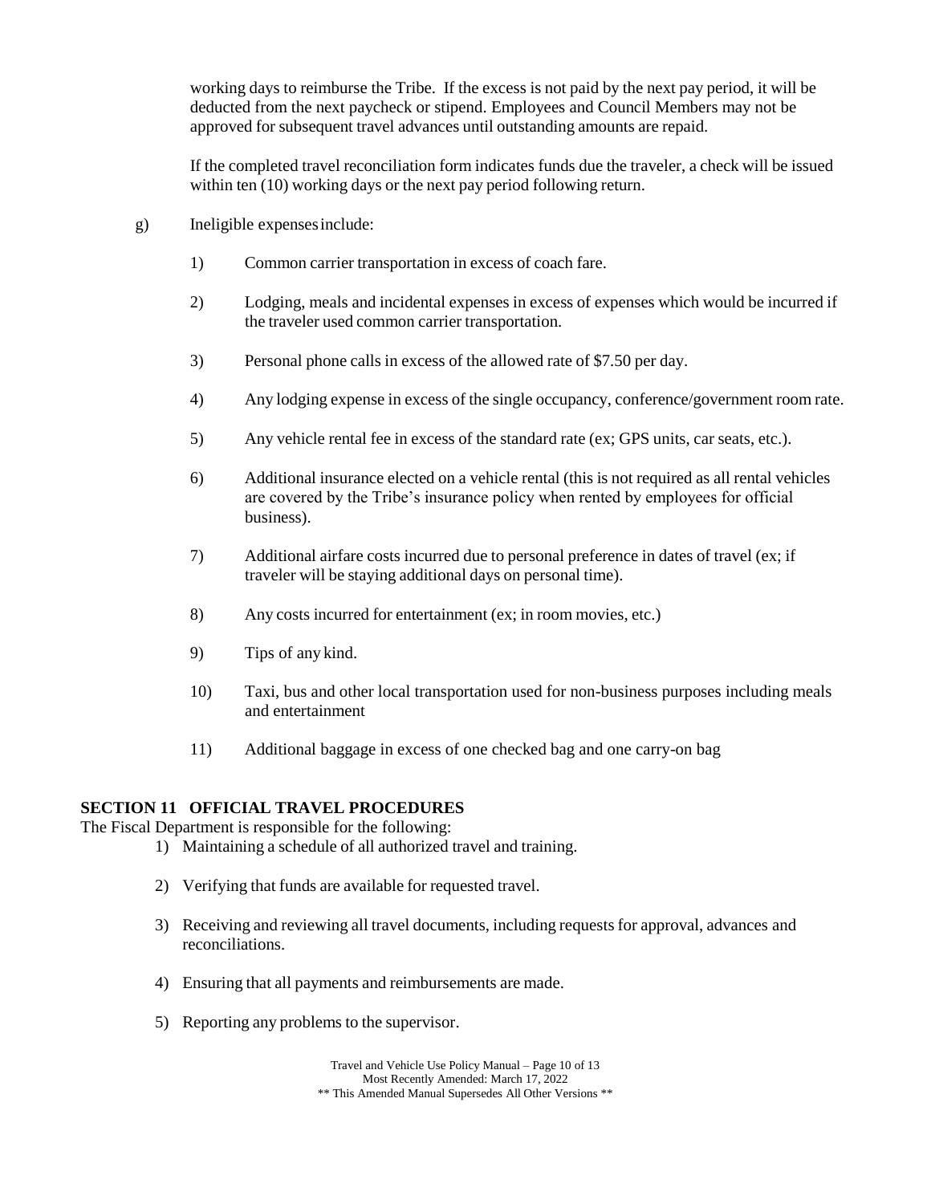working days to reimburse the Tribe. If the excess is not paid by the next pay period, it will be deducted from the next paycheck or stipend. Employees and Council Members may not be approved for subsequent travel advances until outstanding amounts are repaid.

If the completed travel reconciliation form indicates funds due the traveler, a check will be issued within ten (10) working days or the next pay period following return.

g) Ineligible expenses include:

1) Common carrier transportation in excess of coach fare.

2) Lodging, meals and incidental expenses in excess of expenses which would be incurred if the traveler used common carrier transportation.

3) Personal phone calls in excess of the allowed rate of $7.50 per day.

4) Any lodging expense in excess of the single occupancy, conference/government room rate.

5) Any vehicle rental fee in excess of the standard rate (ex; GPS units, car seats, etc.).

6) Additional insurance elected on a vehicle rental (this is not required as all rental vehicles are covered by the Tribe's insurance policy when rented by employees for official business).

7) Additional airfare costs incurred due to personal preference in dates of travel (ex; if traveler will be staying additional days on personal time).

8) Any costs incurred for entertainment (ex; in room movies, etc.)

9) Tips of any kind.

10) Taxi, bus and other local transportation used for non-business purposes including meals and entertainment

11) Additional baggage in excess of one checked bag and one carry-on bag

## SECTION 11 OFFICIAL TRAVEL PROCEDURES

The Fiscal Department is responsible for the following:

1) Maintaining a schedule of all authorized travel and training.

2) Verifying that funds are available for requested travel.

3) Receiving and reviewing all travel documents, including requests for approval, advances and reconciliations.

4) Ensuring that all payments and reimbursements are made.

5) Reporting any problems to the supervisor.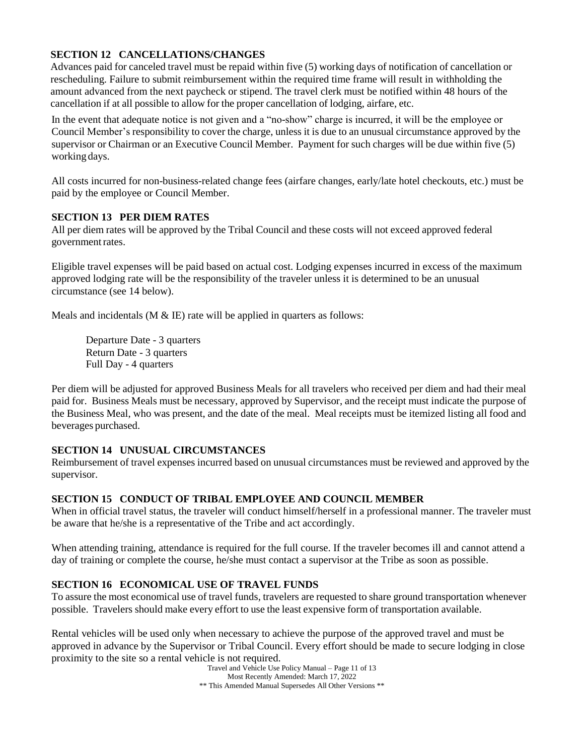## SECTION 12 CANCELLATIONS/CHANGES

Advances paid for canceled travel must be repaid within five (5) working days of notification of cancellation or rescheduling. Failure to submit reimbursement within the required time frame will result in withholding the amount advanced from the next paycheck or stipend. The travel clerk must be notified within 48 hours of the cancellation if at all possible to allow for the proper cancellation of lodging, airfare, etc.

In the event that adequate notice is not given and a "no-show" charge is incurred, it will be the employee or Council Member's responsibility to cover the charge, unless it is due to an unusual circumstance approved by the supervisor or Chairman or an Executive Council Member. Payment for such charges will be due within five (5) working days.

All costs incurred for non-business-related change fees (airfare changes, early/late hotel checkouts, etc.) must be paid by the employee or Council Member.

## SECTION 13 PER DIEM RATES

All per diem rates will be approved by the Tribal Council and these costs will not exceed approved federal government rates.

Eligible travel expenses will be paid based on actual cost. Lodging expenses incurred in excess of the maximum approved lodging rate will be the responsibility of the traveler unless it is determined to be an unusual circumstance (see 14 below).

Meals and incidentals (M & IE) rate will be applied in quarters as follows:

Departure Date - 3 quarters
Return Date - 3 quarters
Full Day - 4 quarters

Per diem will be adjusted for approved Business Meals for all travelers who received per diem and had their meal paid for. Business Meals must be necessary, approved by Supervisor, and the receipt must indicate the purpose of the Business Meal, who was present, and the date of the meal. Meal receipts must be itemized listing all food and beverages purchased.

## SECTION 14 UNUSUAL CIRCUMSTANCES

Reimbursement of travel expenses incurred based on unusual circumstances must be reviewed and approved by the supervisor.

## SECTION 15 CONDUCT OF TRIBAL EMPLOYEE AND COUNCIL MEMBER

When in official travel status, the traveler will conduct himself/herself in a professional manner. The traveler must be aware that he/she is a representative of the Tribe and act accordingly.

When attending training, attendance is required for the full course. If the traveler becomes ill and cannot attend a day of training or complete the course, he/she must contact a supervisor at the Tribe as soon as possible.

## SECTION 16 ECONOMICAL USE OF TRAVEL FUNDS

To assure the most economical use of travel funds, travelers are requested to share ground transportation whenever possible. Travelers should make every effort to use the least expensive form of transportation available.

Rental vehicles will be used only when necessary to achieve the purpose of the approved travel and must be approved in advance by the Supervisor or Tribal Council. Every effort should be made to secure lodging in close proximity to the site so a rental vehicle is not required.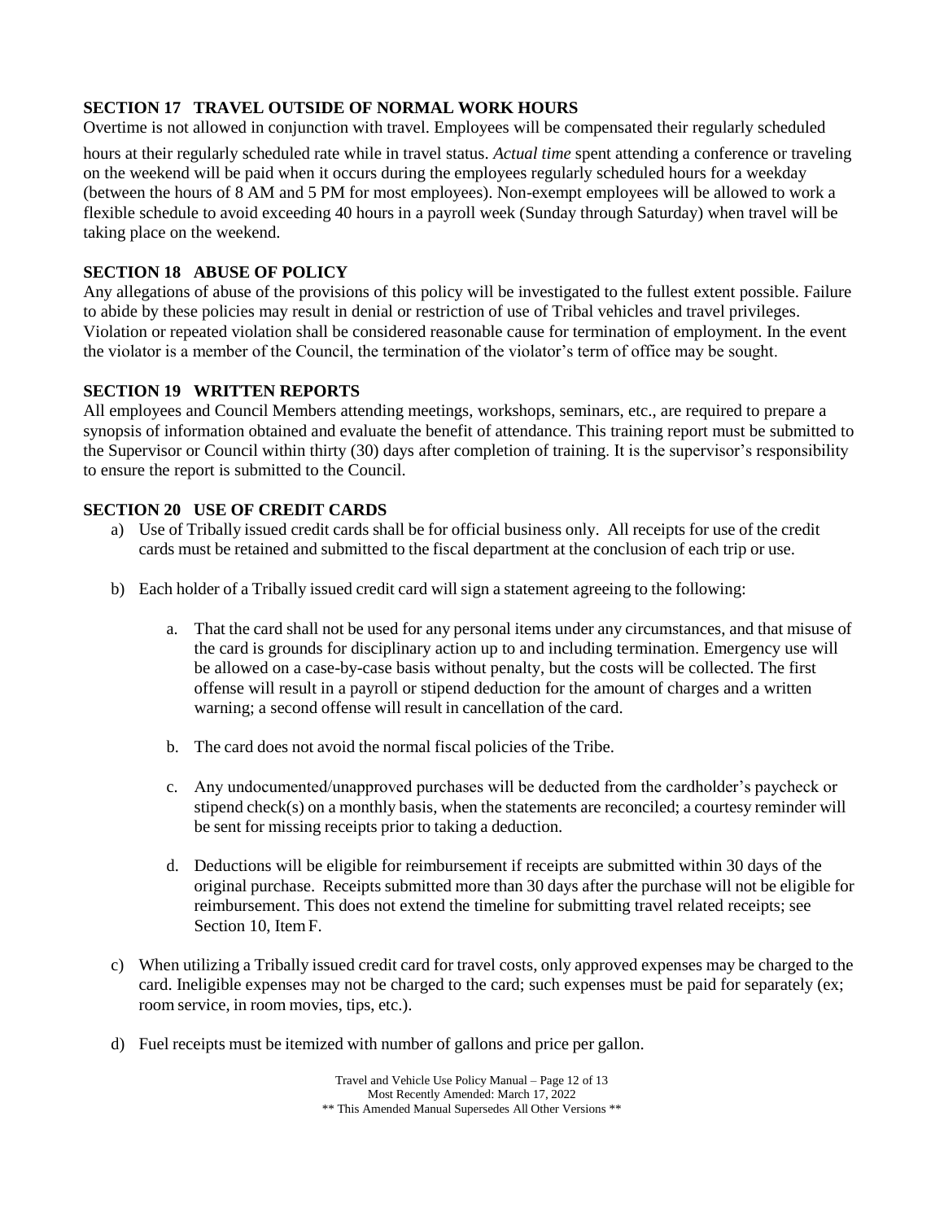### SECTION 17 TRAVEL OUTSIDE OF NORMAL WORK HOURS

Overtime is not allowed in conjunction with travel. Employees will be compensated their regularly scheduled hours at their regularly scheduled rate while in travel status. *Actual time* spent attending a conference or traveling on the weekend will be paid when it occurs during the employees regularly scheduled hours for a weekday (between the hours of 8 AM and 5 PM for most employees). Non-exempt employees will be allowed to work a flexible schedule to avoid exceeding 40 hours in a payroll week (Sunday through Saturday) when travel will be taking place on the weekend.

### SECTION 18 ABUSE OF POLICY

Any allegations of abuse of the provisions of this policy will be investigated to the fullest extent possible. Failure to abide by these policies may result in denial or restriction of use of Tribal vehicles and travel privileges. Violation or repeated violation shall be considered reasonable cause for termination of employment. In the event the violator is a member of the Council, the termination of the violator's term of office may be sought.

### SECTION 19 WRITTEN REPORTS

All employees and Council Members attending meetings, workshops, seminars, etc., are required to prepare a synopsis of information obtained and evaluate the benefit of attendance. This training report must be submitted to the Supervisor or Council within thirty (30) days after completion of training. It is the supervisor's responsibility to ensure the report is submitted to the Council.

### SECTION 20 USE OF CREDIT CARDS

a) Use of Tribally issued credit cards shall be for official business only. All receipts for use of the credit cards must be retained and submitted to the fiscal department at the conclusion of each trip or use.

b) Each holder of a Tribally issued credit card will sign a statement agreeing to the following:

   a. That the card shall not be used for any personal items under any circumstances, and that misuse of the card is grounds for disciplinary action up to and including termination. Emergency use will be allowed on a case-by-case basis without penalty, but the costs will be collected. The first offense will result in a payroll or stipend deduction for the amount of charges and a written warning; a second offense will result in cancellation of the card.

   b. The card does not avoid the normal fiscal policies of the Tribe.

   c. Any undocumented/unapproved purchases will be deducted from the cardholder's paycheck or stipend check(s) on a monthly basis, when the statements are reconciled; a courtesy reminder will be sent for missing receipts prior to taking a deduction.

   d. Deductions will be eligible for reimbursement if receipts are submitted within 30 days of the original purchase. Receipts submitted more than 30 days after the purchase will not be eligible for reimbursement. This does not extend the timeline for submitting travel related receipts; see Section 10, Item F.

c) When utilizing a Tribally issued credit card for travel costs, only approved expenses may be charged to the card. Ineligible expenses may not be charged to the card; such expenses must be paid for separately (ex; room service, in room movies, tips, etc.).

d) Fuel receipts must be itemized with number of gallons and price per gallon.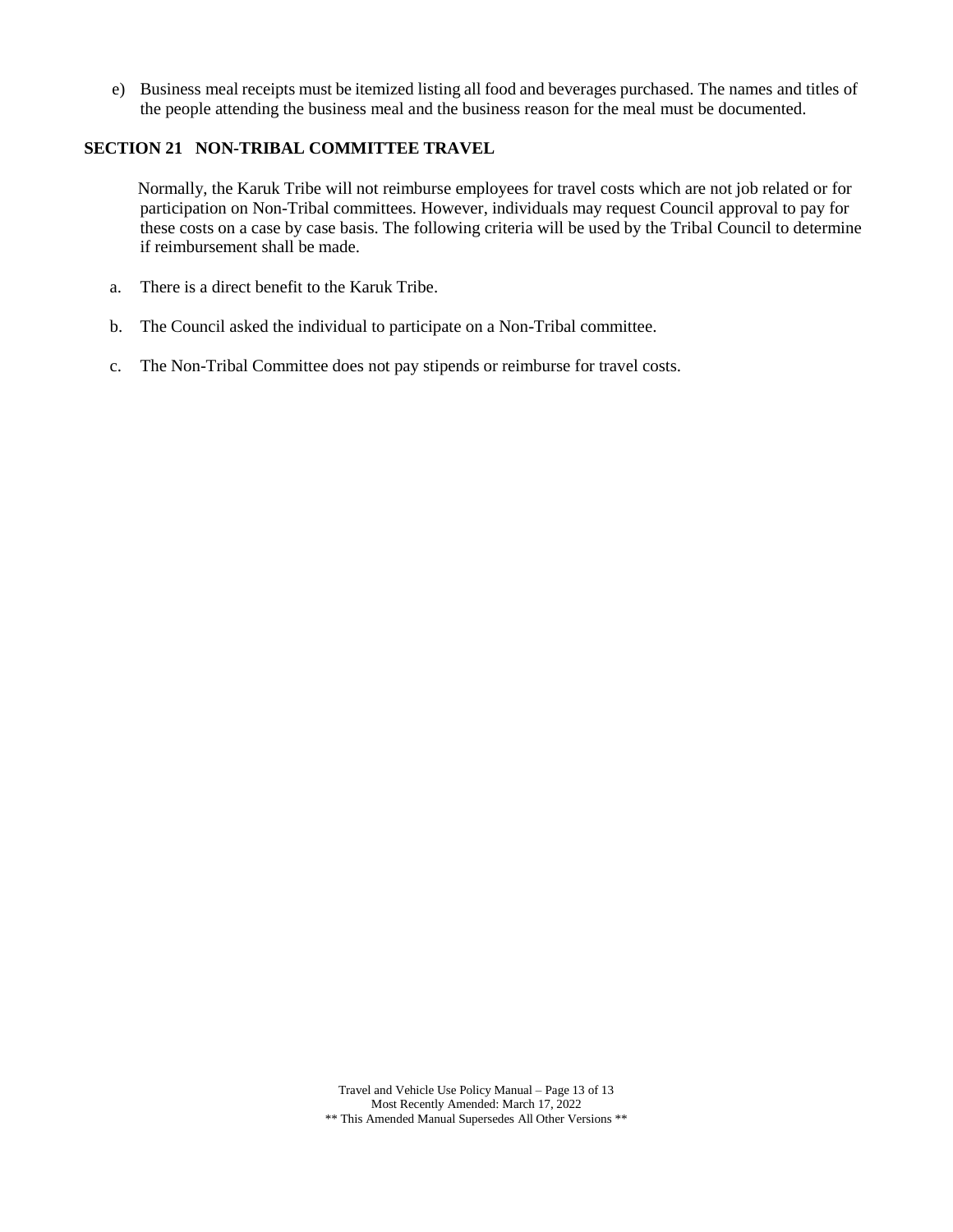e) Business meal receipts must be itemized listing all food and beverages purchased. The names and titles of the people attending the business meal and the business reason for the meal must be documented.

## SECTION 21 NON-TRIBAL COMMITTEE TRAVEL

Normally, the Karuk Tribe will not reimburse employees for travel costs which are not job related or for participation on Non-Tribal committees. However, individuals may request Council approval to pay for these costs on a case by case basis. The following criteria will be used by the Tribal Council to determine if reimbursement shall be made.

a. There is a direct benefit to the Karuk Tribe.

b. The Council asked the individual to participate on a Non-Tribal committee.

c. The Non-Tribal Committee does not pay stipends or reimburse for travel costs.